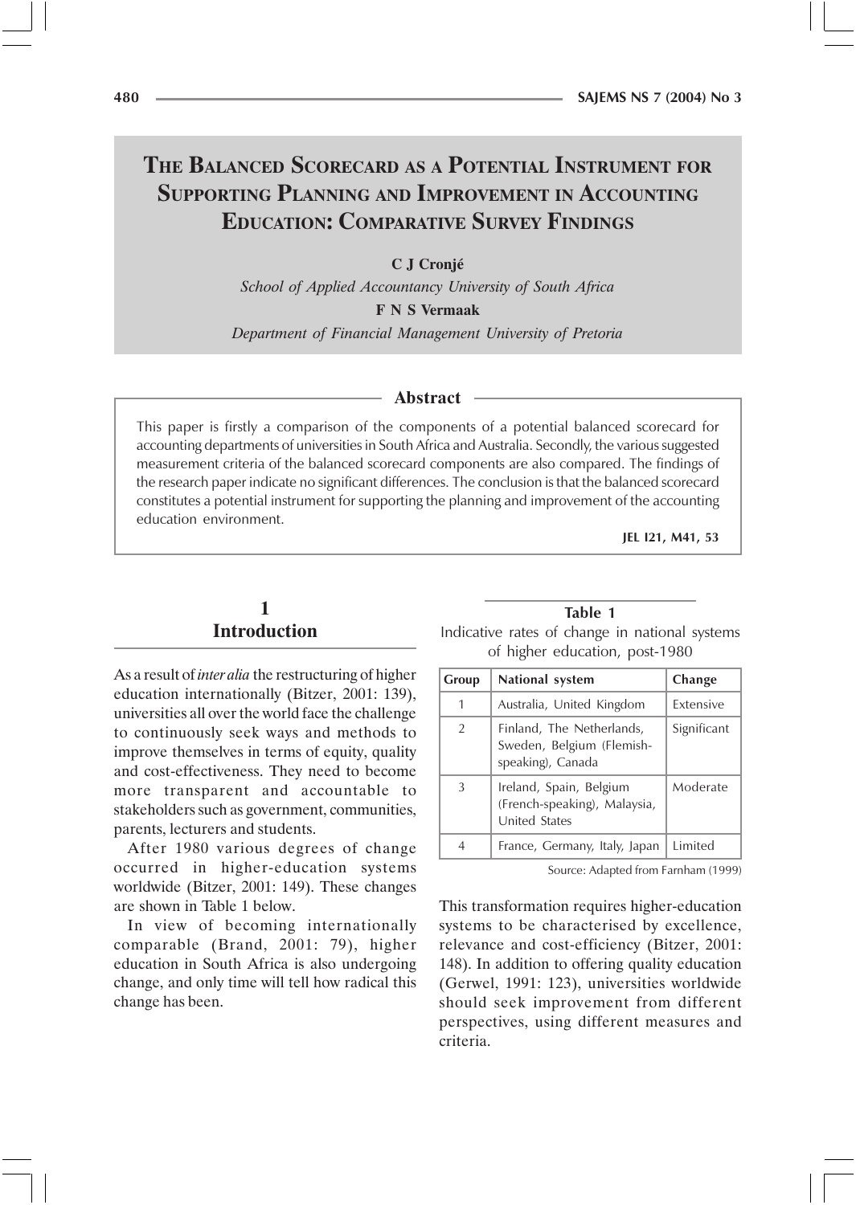# The Balanced Scorecard as a Potential Instrument for Supporting Planning and Improvement in Accounting Education: Comparative Survey Findings

**C J Cronjé**

*School of Applied Accountancy University of South Africa*

**F N S Vermaak**

*Department of Financial Management University of Pretoria*

## Abstract

This paper is firstly a comparison of the components of a potential balanced scorecard for accounting departments of universities in South Africa and Australia. Secondly, the various suggested measurement criteria of the balanced scorecard components are also compared. The findings of the research paper indicate no significant differences. The conclusion is that the balanced scorecard constitutes a potential instrument for supporting the planning and improvement of the accounting education environment.

**JEL I21, M41, 53**

## 1 Introduction

As a result of *inter alia* the restructuring of higher education internationally (Bitzer, 2001: 139), universities all over the world face the challenge to continuously seek ways and methods to improve themselves in terms of equity, quality and cost-effectiveness. They need to become more transparent and accountable to stakeholders such as government, communities, parents, lecturers and students.

After 1980 various degrees of change occurred in higher-education systems worldwide (Bitzer, 2001: 149). These changes are shown in Table 1 below.

In view of becoming internationally comparable (Brand, 2001: 79), higher education in South Africa is also undergoing change, and only time will tell how radical this change has been.

**Table 1**

Indicative rates of change in national systems of higher education, post-1980

| Group | National system | Change |
|---|---|---|
| 1 | Australia, United Kingdom | Extensive |
| 2 | Finland, The Netherlands, Sweden, Belgium (Flemish-speaking), Canada | Significant |
| 3 | Ireland, Spain, Belgium (French-speaking), Malaysia, United States | Moderate |
| 4 | France, Germany, Italy, Japan | Limited |

Source: Adapted from Farnham (1999)

This transformation requires higher-education systems to be characterised by excellence, relevance and cost-efficiency (Bitzer, 2001: 148). In addition to offering quality education (Gerwel, 1991: 123), universities worldwide should seek improvement from different perspectives, using different measures and criteria.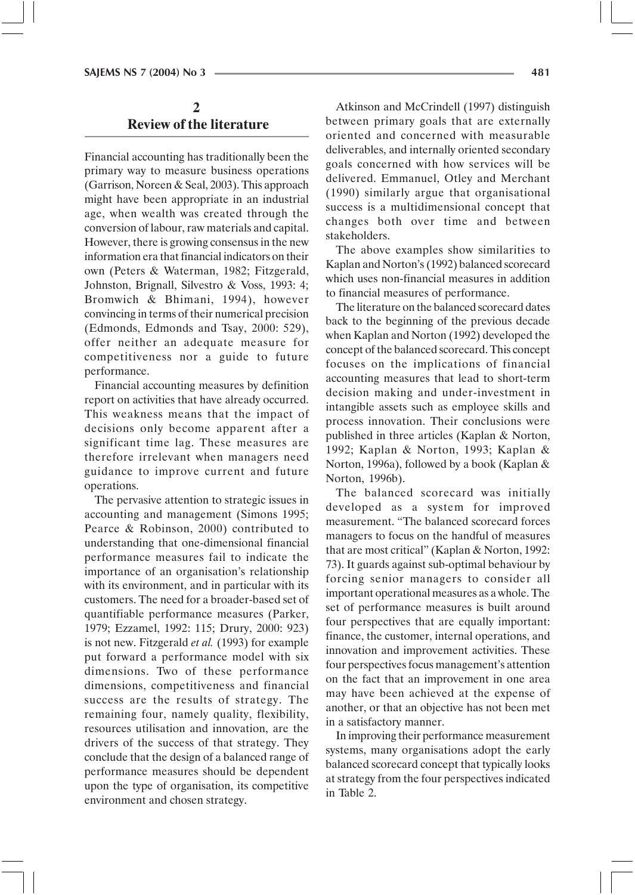## 2 Review of the literature

Financial accounting has traditionally been the primary way to measure business operations (Garrison, Noreen & Seal, 2003). This approach might have been appropriate in an industrial age, when wealth was created through the conversion of labour, raw materials and capital. However, there is growing consensus in the new information era that financial indicators on their own (Peters & Waterman, 1982; Fitzgerald, Johnston, Brignall, Silvestro & Voss, 1993: 4; Bromwich & Bhimani, 1994), however convincing in terms of their numerical precision (Edmonds, Edmonds and Tsay, 2000: 529), offer neither an adequate measure for competitiveness nor a guide to future performance.

Financial accounting measures by definition report on activities that have already occurred. This weakness means that the impact of decisions only become apparent after a significant time lag. These measures are therefore irrelevant when managers need guidance to improve current and future operations.

The pervasive attention to strategic issues in accounting and management (Simons 1995; Pearce & Robinson, 2000) contributed to understanding that one-dimensional financial performance measures fail to indicate the importance of an organisation's relationship with its environment, and in particular with its customers. The need for a broader-based set of quantifiable performance measures (Parker, 1979; Ezzamel, 1992: 115; Drury, 2000: 923) is not new. Fitzgerald *et al.* (1993) for example put forward a performance model with six dimensions. Two of these performance dimensions, competitiveness and financial success are the results of strategy. The remaining four, namely quality, flexibility, resources utilisation and innovation, are the drivers of the success of that strategy. They conclude that the design of a balanced range of performance measures should be dependent upon the type of organisation, its competitive environment and chosen strategy.

Atkinson and McCrindell (1997) distinguish between primary goals that are externally oriented and concerned with measurable deliverables, and internally oriented secondary goals concerned with how services will be delivered. Emmanuel, Otley and Merchant (1990) similarly argue that organisational success is a multidimensional concept that changes both over time and between stakeholders.

The above examples show similarities to Kaplan and Norton's (1992) balanced scorecard which uses non-financial measures in addition to financial measures of performance.

The literature on the balanced scorecard dates back to the beginning of the previous decade when Kaplan and Norton (1992) developed the concept of the balanced scorecard. This concept focuses on the implications of financial accounting measures that lead to short-term decision making and under-investment in intangible assets such as employee skills and process innovation. Their conclusions were published in three articles (Kaplan & Norton, 1992; Kaplan & Norton, 1993; Kaplan & Norton, 1996a), followed by a book (Kaplan & Norton, 1996b).

The balanced scorecard was initially developed as a system for improved measurement. "The balanced scorecard forces managers to focus on the handful of measures that are most critical" (Kaplan & Norton, 1992: 73). It guards against sub-optimal behaviour by forcing senior managers to consider all important operational measures as a whole. The set of performance measures is built around four perspectives that are equally important: finance, the customer, internal operations, and innovation and improvement activities. These four perspectives focus management's attention on the fact that an improvement in one area may have been achieved at the expense of another, or that an objective has not been met in a satisfactory manner.

In improving their performance measurement systems, many organisations adopt the early balanced scorecard concept that typically looks at strategy from the four perspectives indicated in Table 2.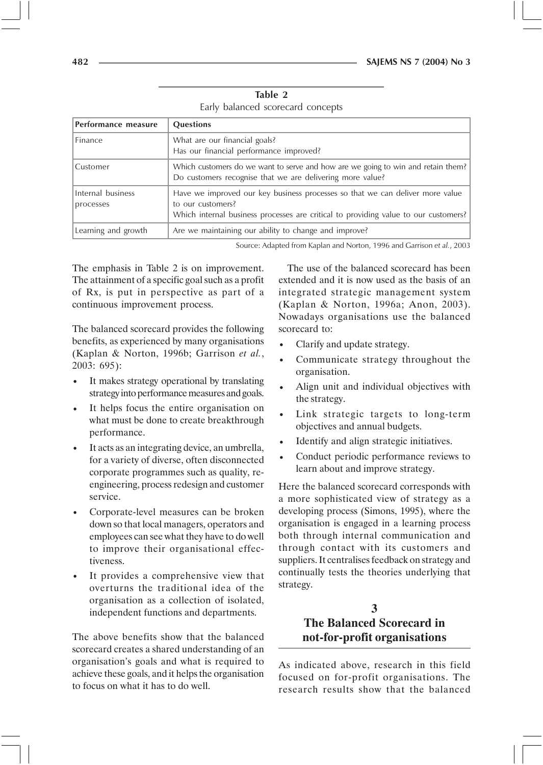**Table 2**

Early balanced scorecard concepts

| Performance measure | Questions |
|---|---|
| Finance | What are our financial goals?<br>Has our financial performance improved? |
| Customer | Which customers do we want to serve and how are we going to win and retain them?<br>Do customers recognise that we are delivering more value? |
| Internal business processes | Have we improved our key business processes so that we can deliver more value to our customers?<br>Which internal business processes are critical to providing value to our customers? |
| Learning and growth | Are we maintaining our ability to change and improve? |

Source: Adapted from Kaplan and Norton, 1996 and Garrison *et al.*, 2003

The emphasis in Table 2 is on improvement. The attainment of a specific goal such as a profit of Rx, is put in perspective as part of a continuous improvement process.

The balanced scorecard provides the following benefits, as experienced by many organisations (Kaplan & Norton, 1996b; Garrison *et al.*, 2003: 695):

- It makes strategy operational by translating strategy into performance measures and goals.
- It helps focus the entire organisation on what must be done to create breakthrough performance.
- It acts as an integrating device, an umbrella, for a variety of diverse, often disconnected corporate programmes such as quality, re-engineering, process redesign and customer service.
- Corporate-level measures can be broken down so that local managers, operators and employees can see what they have to do well to improve their organisational effectiveness.
- It provides a comprehensive view that overturns the traditional idea of the organisation as a collection of isolated, independent functions and departments.

The above benefits show that the balanced scorecard creates a shared understanding of an organisation's goals and what is required to achieve these goals, and it helps the organisation to focus on what it has to do well.

The use of the balanced scorecard has been extended and it is now used as the basis of an integrated strategic management system (Kaplan & Norton, 1996a; Anon, 2003). Nowadays organisations use the balanced scorecard to:

- Clarify and update strategy.
- Communicate strategy throughout the organisation.
- Align unit and individual objectives with the strategy.
- Link strategic targets to long-term objectives and annual budgets.
- Identify and align strategic initiatives.
- Conduct periodic performance reviews to learn about and improve strategy.

Here the balanced scorecard corresponds with a more sophisticated view of strategy as a developing process (Simons, 1995), where the organisation is engaged in a learning process both through internal communication and through contact with its customers and suppliers. It centralises feedback on strategy and continually tests the theories underlying that strategy.

## 3 The Balanced Scorecard in not-for-profit organisations

As indicated above, research in this field focused on for-profit organisations. The research results show that the balanced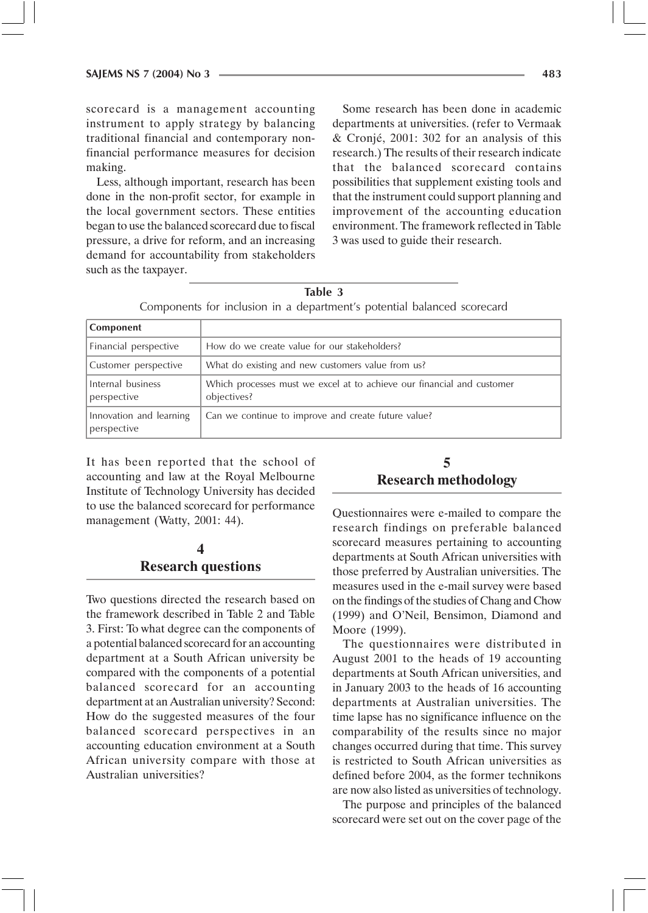scorecard is a management accounting instrument to apply strategy by balancing traditional financial and contemporary non-financial performance measures for decision making.

Less, although important, research has been done in the non-profit sector, for example in the local government sectors. These entities began to use the balanced scorecard due to fiscal pressure, a drive for reform, and an increasing demand for accountability from stakeholders such as the taxpayer.

Some research has been done in academic departments at universities. (refer to Vermaak & Cronjé, 2001: 302 for an analysis of this research.) The results of their research indicate that the balanced scorecard contains possibilities that supplement existing tools and that the instrument could support planning and improvement of the accounting education environment. The framework reflected in Table 3 was used to guide their research.

**Table 3**

Components for inclusion in a department's potential balanced scorecard

| Component | |
|---|---|
| Financial perspective | How do we create value for our stakeholders? |
| Customer perspective | What do existing and new customers value from us? |
| Internal business perspective | Which processes must we excel at to achieve our financial and customer objectives? |
| Innovation and learning perspective | Can we continue to improve and create future value? |

It has been reported that the school of accounting and law at the Royal Melbourne Institute of Technology University has decided to use the balanced scorecard for performance management (Watty, 2001: 44).

## 4 Research questions

Two questions directed the research based on the framework described in Table 2 and Table 3. First: To what degree can the components of a potential balanced scorecard for an accounting department at a South African university be compared with the components of a potential balanced scorecard for an accounting department at an Australian university? Second: How do the suggested measures of the four balanced scorecard perspectives in an accounting education environment at a South African university compare with those at Australian universities?

## 5 Research methodology

Questionnaires were e-mailed to compare the research findings on preferable balanced scorecard measures pertaining to accounting departments at South African universities with those preferred by Australian universities. The measures used in the e-mail survey were based on the findings of the studies of Chang and Chow (1999) and O'Neil, Bensimon, Diamond and Moore (1999).

The questionnaires were distributed in August 2001 to the heads of 19 accounting departments at South African universities, and in January 2003 to the heads of 16 accounting departments at Australian universities. The time lapse has no significance influence on the comparability of the results since no major changes occurred during that time. This survey is restricted to South African universities as defined before 2004, as the former technikons are now also listed as universities of technology.

The purpose and principles of the balanced scorecard were set out on the cover page of the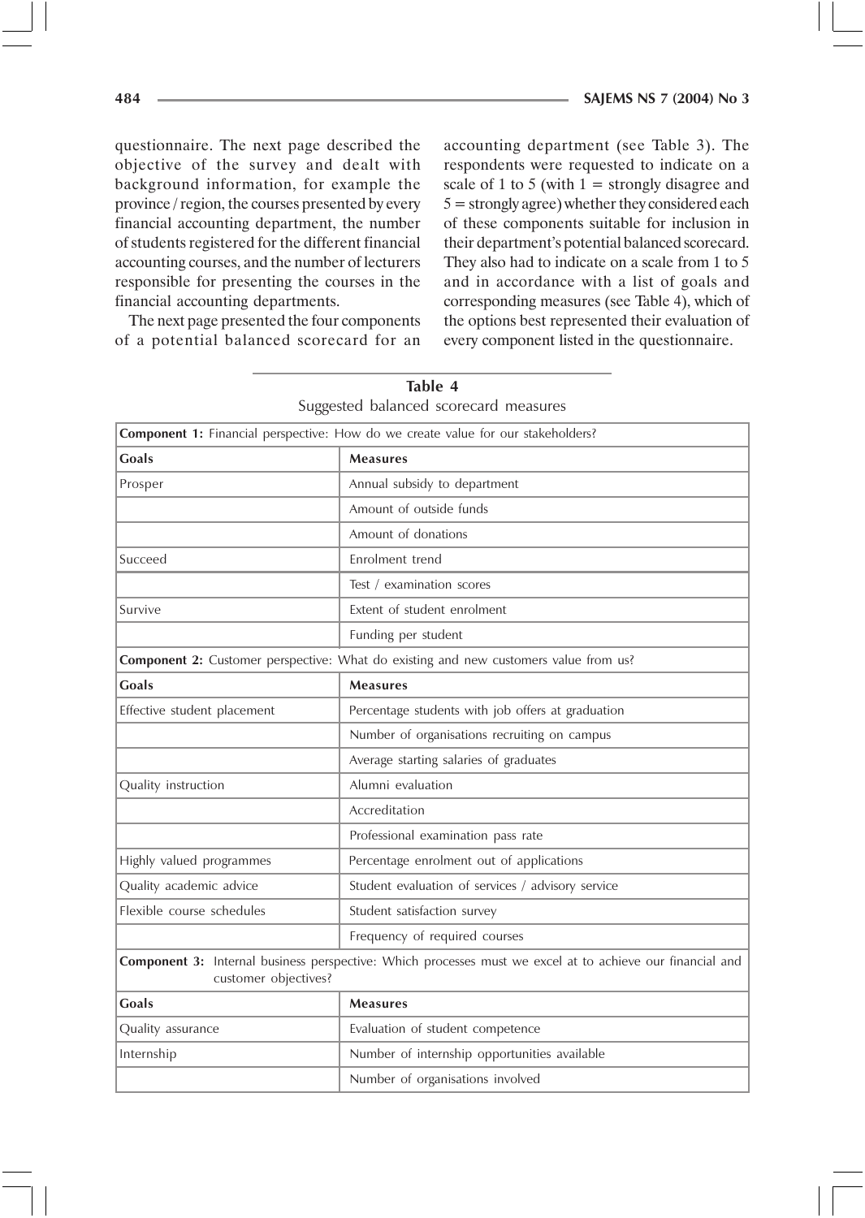questionnaire. The next page described the objective of the survey and dealt with background information, for example the province / region, the courses presented by every financial accounting department, the number of students registered for the different financial accounting courses, and the number of lecturers responsible for presenting the courses in the financial accounting departments.

The next page presented the four components of a potential balanced scorecard for an accounting department (see Table 3). The respondents were requested to indicate on a scale of 1 to 5 (with 1 = strongly disagree and 5 = strongly agree) whether they considered each of these components suitable for inclusion in their department's potential balanced scorecard. They also had to indicate on a scale from 1 to 5 and in accordance with a list of goals and corresponding measures (see Table 4), which of the options best represented their evaluation of every component listed in the questionnaire.

**Table 4**

Suggested balanced scorecard measures

| **Component 1:** Financial perspective: How do we create value for our stakeholders? | |
|---|---|
| **Goals** | **Measures** |
| Prosper | Annual subsidy to department |
| | Amount of outside funds |
| | Amount of donations |
| Succeed | Enrolment trend |
| | Test / examination scores |
| Survive | Extent of student enrolment |
| | Funding per student |
| **Component 2:** Customer perspective: What do existing and new customers value from us? | |
| **Goals** | **Measures** |
| Effective student placement | Percentage students with job offers at graduation |
| | Number of organisations recruiting on campus |
| | Average starting salaries of graduates |
| Quality instruction | Alumni evaluation |
| | Accreditation |
| | Professional examination pass rate |
| Highly valued programmes | Percentage enrolment out of applications |
| Quality academic advice | Student evaluation of services / advisory service |
| Flexible course schedules | Student satisfaction survey |
| | Frequency of required courses |
| **Component 3:** Internal business perspective: Which processes must we excel at to achieve our financial and customer objectives? | |
| **Goals** | **Measures** |
| Quality assurance | Evaluation of student competence |
| Internship | Number of internship opportunities available |
| | Number of organisations involved |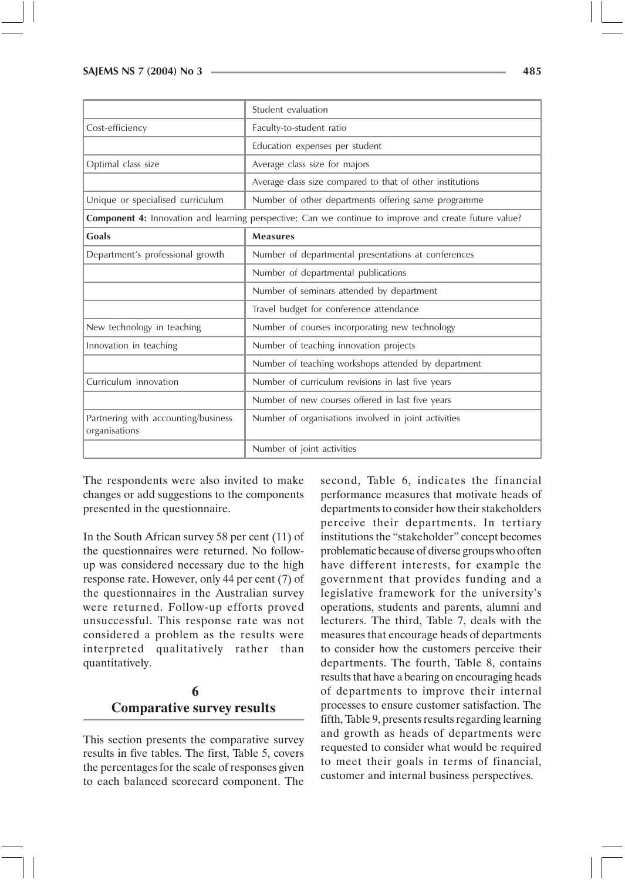| | |
|---|---|
| | Student evaluation |
| Cost-efficiency | Faculty-to-student ratio |
| | Education expenses per student |
| Optimal class size | Average class size for majors |
| | Average class size compared to that of other institutions |
| Unique or specialised curriculum | Number of other departments offering same programme |
| **Component 4:** Innovation and learning perspective: Can we continue to improve and create future value? | |
| **Goals** | **Measures** |
| Department's professional growth | Number of departmental presentations at conferences |
| | Number of departmental publications |
| | Number of seminars attended by department |
| | Travel budget for conference attendance |
| New technology in teaching | Number of courses incorporating new technology |
| Innovation in teaching | Number of teaching innovation projects |
| | Number of teaching workshops attended by department |
| Curriculum innovation | Number of curriculum revisions in last five years |
| | Number of new courses offered in last five years |
| Partnering with accounting/business organisations | Number of organisations involved in joint activities |
| | Number of joint activities |

The respondents were also invited to make changes or add suggestions to the components presented in the questionnaire.

In the South African survey 58 per cent (11) of the questionnaires were returned. No follow-up was considered necessary due to the high response rate. However, only 44 per cent (7) of the questionnaires in the Australian survey were returned. Follow-up efforts proved unsuccessful. This response rate was not considered a problem as the results were interpreted qualitatively rather than quantitatively.

## 6 Comparative survey results

This section presents the comparative survey results in five tables. The first, Table 5, covers the percentages for the scale of responses given to each balanced scorecard component. The second, Table 6, indicates the financial performance measures that motivate heads of departments to consider how their stakeholders perceive their departments. In tertiary institutions the "stakeholder" concept becomes problematic because of diverse groups who often have different interests, for example the government that provides funding and a legislative framework for the university's operations, students and parents, alumni and lecturers. The third, Table 7, deals with the measures that encourage heads of departments to consider how the customers perceive their departments. The fourth, Table 8, contains results that have a bearing on encouraging heads of departments to improve their internal processes to ensure customer satisfaction. The fifth, Table 9, presents results regarding learning and growth as heads of departments were requested to consider what would be required to meet their goals in terms of financial, customer and internal business perspectives.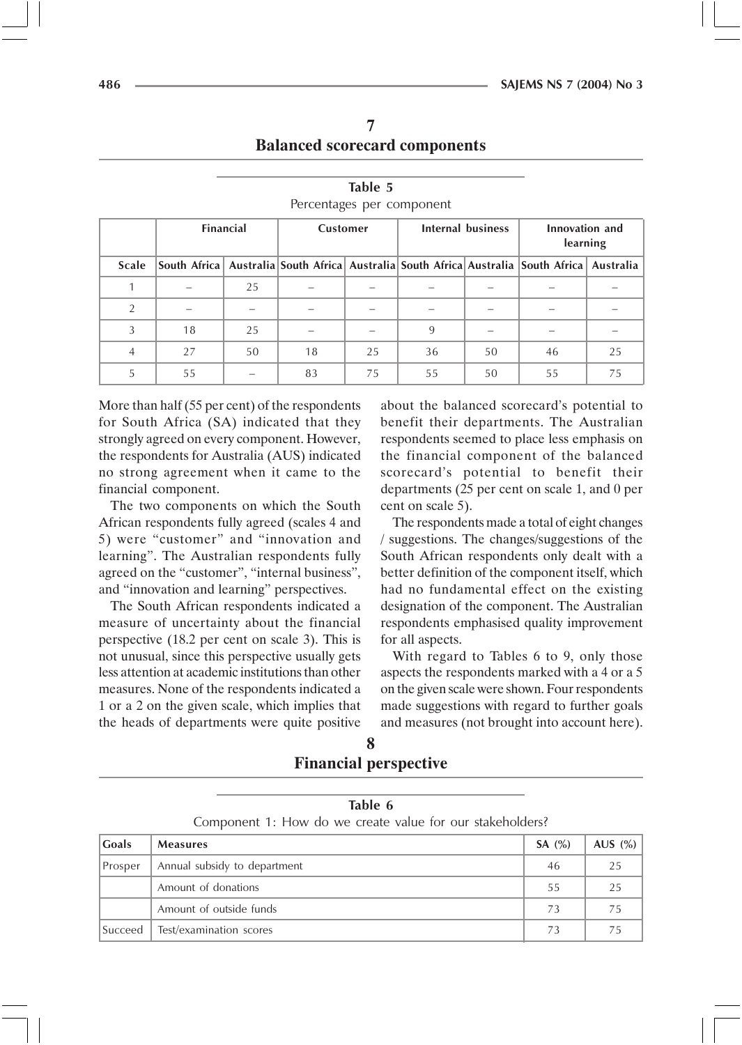## 7 Balanced scorecard components

**Table 5**

Percentages per component

| | Financial | | Customer | | Internal business | | Innovation and learning | |
|---|---|---|---|---|---|---|---|---|
| Scale | South Africa | Australia | South Africa | Australia | South Africa | Australia | South Africa | Australia |
| 1 | – | 25 | – | – | – | – | – | – |
| 2 | – | – | – | – | – | – | – | – |
| 3 | 18 | 25 | – | – | 9 | – | – | – |
| 4 | 27 | 50 | 18 | 25 | 36 | 50 | 46 | 25 |
| 5 | 55 | – | 83 | 75 | 55 | 50 | 55 | 75 |

More than half (55 per cent) of the respondents for South Africa (SA) indicated that they strongly agreed on every component. However, the respondents for Australia (AUS) indicated no strong agreement when it came to the financial component.

The two components on which the South African respondents fully agreed (scales 4 and 5) were "customer" and "innovation and learning". The Australian respondents fully agreed on the "customer", "internal business", and "innovation and learning" perspectives.

The South African respondents indicated a measure of uncertainty about the financial perspective (18.2 per cent on scale 3). This is not unusual, since this perspective usually gets less attention at academic institutions than other measures. None of the respondents indicated a 1 or a 2 on the given scale, which implies that the heads of departments were quite positive about the balanced scorecard's potential to benefit their departments. The Australian respondents seemed to place less emphasis on the financial component of the balanced scorecard's potential to benefit their departments (25 per cent on scale 1, and 0 per cent on scale 5).

The respondents made a total of eight changes / suggestions. The changes/suggestions of the South African respondents only dealt with a better definition of the component itself, which had no fundamental effect on the existing designation of the component. The Australian respondents emphasised quality improvement for all aspects.

With regard to Tables 6 to 9, only those aspects the respondents marked with a 4 or a 5 on the given scale were shown. Four respondents made suggestions with regard to further goals and measures (not brought into account here).

## 8 Financial perspective

**Table 6**

Component 1: How do we create value for our stakeholders?

| Goals | Measures | SA (%) | AUS (%) |
|---|---|---|---|
| Prosper | Annual subsidy to department | 46 | 25 |
| | Amount of donations | 55 | 25 |
| | Amount of outside funds | 73 | 75 |
| Succeed | Test/examination scores | 73 | 75 |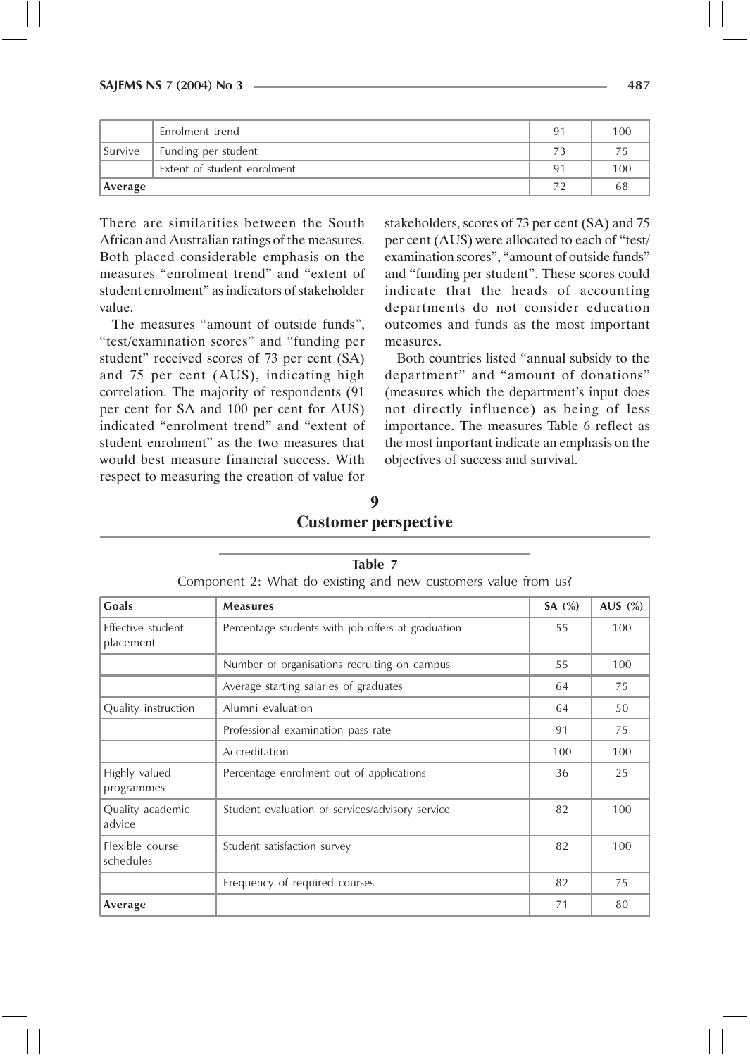|  | Enrolment trend | 91 | 100 |
| --- | --- | --- | --- |
| Survive | Funding per student | 73 | 75 |
|  | Extent of student enrolment | 91 | 100 |
| **Average** |  | 72 | 68 |

There are similarities between the South African and Australian ratings of the measures. Both placed considerable emphasis on the measures "enrolment trend" and "extent of student enrolment" as indicators of stakeholder value.

The measures "amount of outside funds", "test/examination scores" and "funding per student" received scores of 73 per cent (SA) and 75 per cent (AUS), indicating high correlation. The majority of respondents (91 per cent for SA and 100 per cent for AUS) indicated "enrolment trend" and "extent of student enrolment" as the two measures that would best measure financial success. With respect to measuring the creation of value for stakeholders, scores of 73 per cent (SA) and 75 per cent (AUS) were allocated to each of "test/examination scores", "amount of outside funds" and "funding per student". These scores could indicate that the heads of accounting departments do not consider education outcomes and funds as the most important measures.

Both countries listed "annual subsidy to the department" and "amount of donations" (measures which the department's input does not directly influence) as being of less importance. The measures Table 6 reflect as the most important indicate an emphasis on the objectives of success and survival.

## 9 Customer perspective

**Table 7**

Component 2: What do existing and new customers value from us?

| Goals | Measures | SA (%) | AUS (%) |
| --- | --- | --- | --- |
| Effective student placement | Percentage students with job offers at graduation | 55 | 100 |
|  | Number of organisations recruiting on campus | 55 | 100 |
|  | Average starting salaries of graduates | 64 | 75 |
| Quality instruction | Alumni evaluation | 64 | 50 |
|  | Professional examination pass rate | 91 | 75 |
|  | Accreditation | 100 | 100 |
| Highly valued programmes | Percentage enrolment out of applications | 36 | 25 |
| Quality academic advice | Student evaluation of services/advisory service | 82 | 100 |
| Flexible course schedules | Student satisfaction survey | 82 | 100 |
|  | Frequency of required courses | 82 | 75 |
| **Average** |  | 71 | 80 |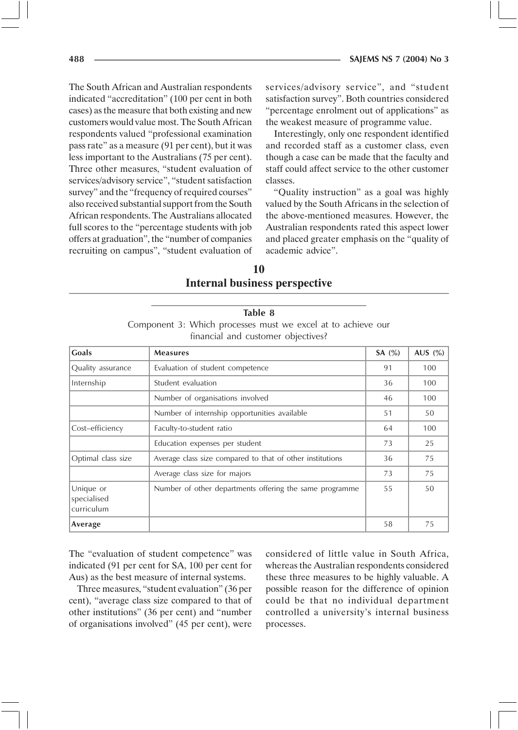The South African and Australian respondents indicated "accreditation" (100 per cent in both cases) as the measure that both existing and new customers would value most. The South African respondents valued "professional examination pass rate" as a measure (91 per cent), but it was less important to the Australians (75 per cent). Three other measures, "student evaluation of services/advisory service", "student satisfaction survey" and the "frequency of required courses" also received substantial support from the South African respondents. The Australians allocated full scores to the "percentage students with job offers at graduation", the "number of companies recruiting on campus", "student evaluation of services/advisory service", and "student satisfaction survey". Both countries considered "percentage enrolment out of applications" as the weakest measure of programme value.

Interestingly, only one respondent identified and recorded staff as a customer class, even though a case can be made that the faculty and staff could affect service to the other customer classes.

"Quality instruction" as a goal was highly valued by the South Africans in the selection of the above-mentioned measures. However, the Australian respondents rated this aspect lower and placed greater emphasis on the "quality of academic advice".

## 10
## Internal business perspective

**Table 8**

Component 3: Which processes must we excel at to achieve our financial and customer objectives?

| Goals | Measures | SA (%) | AUS (%) |
|---|---|---|---|
| Quality assurance | Evaluation of student competence | 91 | 100 |
| Internship | Student evaluation | 36 | 100 |
| | Number of organisations involved | 46 | 100 |
| | Number of internship opportunities available | 51 | 50 |
| Cost–efficiency | Faculty-to-student ratio | 64 | 100 |
| | Education expenses per student | 73 | 25 |
| Optimal class size | Average class size compared to that of other institutions | 36 | 75 |
| | Average class size for majors | 73 | 75 |
| Unique or specialised curriculum | Number of other departments offering the same programme | 55 | 50 |
| **Average** | | 58 | 75 |

The "evaluation of student competence" was indicated (91 per cent for SA, 100 per cent for Aus) as the best measure of internal systems.

Three measures, "student evaluation" (36 per cent), "average class size compared to that of other institutions" (36 per cent) and "number of organisations involved" (45 per cent), were considered of little value in South Africa, whereas the Australian respondents considered these three measures to be highly valuable. A possible reason for the difference of opinion could be that no individual department controlled a university's internal business processes.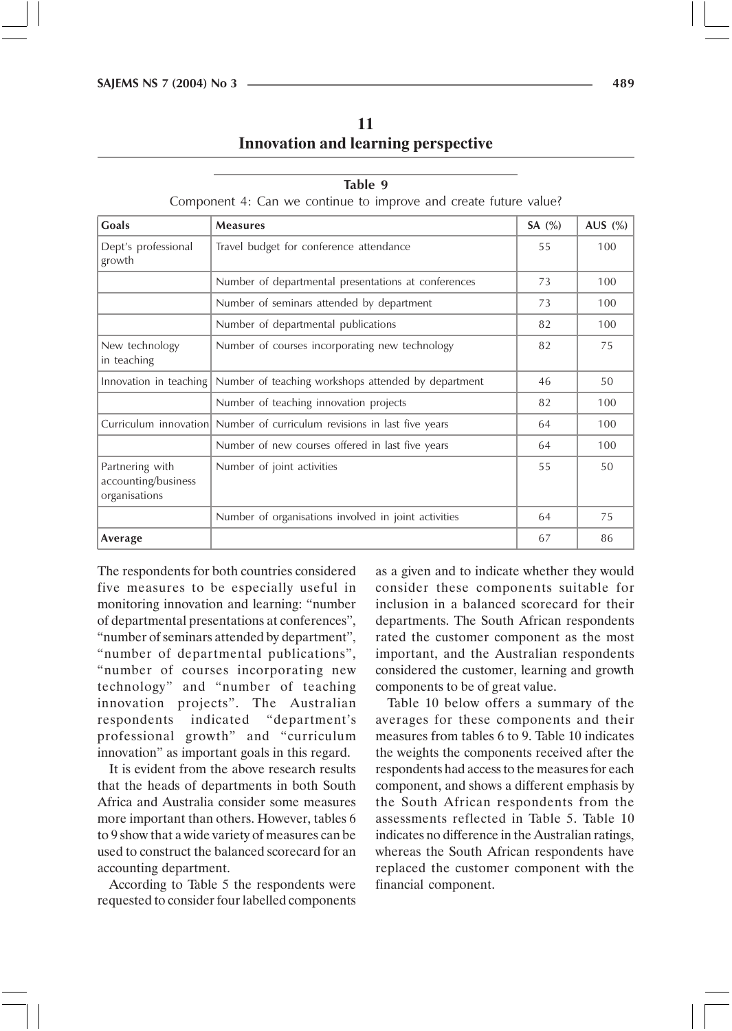## 11
## Innovation and learning perspective

**Table 9**

Component 4: Can we continue to improve and create future value?

| Goals | Measures | SA (%) | AUS (%) |
|---|---|---|---|
| Dept's professional growth | Travel budget for conference attendance | 55 | 100 |
| | Number of departmental presentations at conferences | 73 | 100 |
| | Number of seminars attended by department | 73 | 100 |
| | Number of departmental publications | 82 | 100 |
| New technology in teaching | Number of courses incorporating new technology | 82 | 75 |
| Innovation in teaching | Number of teaching workshops attended by department | 46 | 50 |
| | Number of teaching innovation projects | 82 | 100 |
| Curriculum innovation | Number of curriculum revisions in last five years | 64 | 100 |
| | Number of new courses offered in last five years | 64 | 100 |
| Partnering with accounting/business organisations | Number of joint activities | 55 | 50 |
| | Number of organisations involved in joint activities | 64 | 75 |
| **Average** | | 67 | 86 |

The respondents for both countries considered five measures to be especially useful in monitoring innovation and learning: "number of departmental presentations at conferences", "number of seminars attended by department", "number of departmental publications", "number of courses incorporating new technology" and "number of teaching innovation projects". The Australian respondents indicated "department's professional growth" and "curriculum innovation" as important goals in this regard.

It is evident from the above research results that the heads of departments in both South Africa and Australia consider some measures more important than others. However, tables 6 to 9 show that a wide variety of measures can be used to construct the balanced scorecard for an accounting department.

According to Table 5 the respondents were requested to consider four labelled components as a given and to indicate whether they would consider these components suitable for inclusion in a balanced scorecard for their departments. The South African respondents rated the customer component as the most important, and the Australian respondents considered the customer, learning and growth components to be of great value.

Table 10 below offers a summary of the averages for these components and their measures from tables 6 to 9. Table 10 indicates the weights the components received after the respondents had access to the measures for each component, and shows a different emphasis by the South African respondents from the assessments reflected in Table 5. Table 10 indicates no difference in the Australian ratings, whereas the South African respondents have replaced the customer component with the financial component.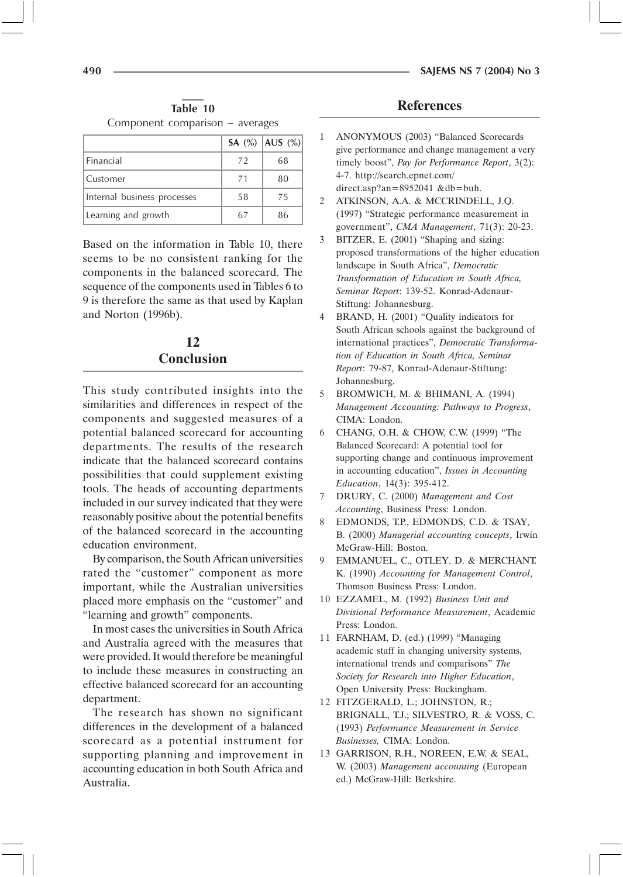**Table 10**

Component comparison – averages

| | SA (%) | AUS (%) |
|---|---|---|
| Financial | 72 | 68 |
| Customer | 71 | 80 |
| Internal business processes | 58 | 75 |
| Learning and growth | 67 | 86 |

Based on the information in Table 10, there seems to be no consistent ranking for the components in the balanced scorecard. The sequence of the components used in Tables 6 to 9 is therefore the same as that used by Kaplan and Norton (1996b).

## 12 Conclusion

This study contributed insights into the similarities and differences in respect of the components and suggested measures of a potential balanced scorecard for accounting departments. The results of the research indicate that the balanced scorecard contains possibilities that could supplement existing tools. The heads of accounting departments included in our survey indicated that they were reasonably positive about the potential benefits of the balanced scorecard in the accounting education environment.

By comparison, the South African universities rated the "customer" component as more important, while the Australian universities placed more emphasis on the "customer" and "learning and growth" components.

In most cases the universities in South Africa and Australia agreed with the measures that were provided. It would therefore be meaningful to include these measures in constructing an effective balanced scorecard for an accounting department.

The research has shown no significant differences in the development of a balanced scorecard as a potential instrument for supporting planning and improvement in accounting education in both South Africa and Australia.

## References

1. ANONYMOUS (2003) "Balanced Scorecards give performance and change management a very timely boost", *Pay for Performance Report*, 3(2): 4-7. http://search.epnet.com/direct.asp?an=8952041 &db=buh.
2. ATKINSON, A.A. & MCCRINDELL, J.Q. (1997) "Strategic performance measurement in government", *CMA Management*, 71(3): 20-23.
3. BITZER, E. (2001) "Shaping and sizing: proposed transformations of the higher education landscape in South Africa", *Democratic Transformation of Education in South Africa, Seminar Report*: 139-52. Konrad-Adenaur-Stiftung: Johannesburg.
4. BRAND, H. (2001) "Quality indicators for South African schools against the background of international practices", *Democratic Transformation of Education in South Africa, Seminar Report*: 79-87, Konrad-Adenaur-Stiftung: Johannesburg.
5. BROMWICH, M. & BHIMANI, A. (1994) *Management Accounting: Pathways to Progress*, CIMA: London.
6. CHANG, O.H. & CHOW, C.W. (1999) "The Balanced Scorecard: A potential tool for supporting change and continuous improvement in accounting education", *Issues in Accounting Education*, 14(3): 395-412.
7. DRURY, C. (2000) *Management and Cost Accounting*, Business Press: London.
8. EDMONDS, T.P., EDMONDS, C.D. & TSAY, B. (2000) *Managerial accounting concepts*, Irwin McGraw-Hill: Boston.
9. EMMANUEL, C., OTLEY. D. & MERCHANT. K. (1990) *Accounting for Management Control*, Thomson Business Press: London.
10. EZZAMEL, M. (1992) *Business Unit and Divisional Performance Measurement*, Academic Press: London.
11. FARNHAM, D. (ed.) (1999) "Managing academic staff in changing university systems, international trends and comparisons" *The Society for Research into Higher Education*, Open University Press: Buckingham.
12. FITZGERALD, L.; JOHNSTON, R.; BRIGNALL, T.J.; SILVESTRO, R. & VOSS, C. (1993) *Performance Measurement in Service Businesses,* CIMA: London.
13. GARRISON, R.H., NOREEN, E.W. & SEAL, W. (2003) *Management accounting* (European ed.) McGraw-Hill: Berkshire.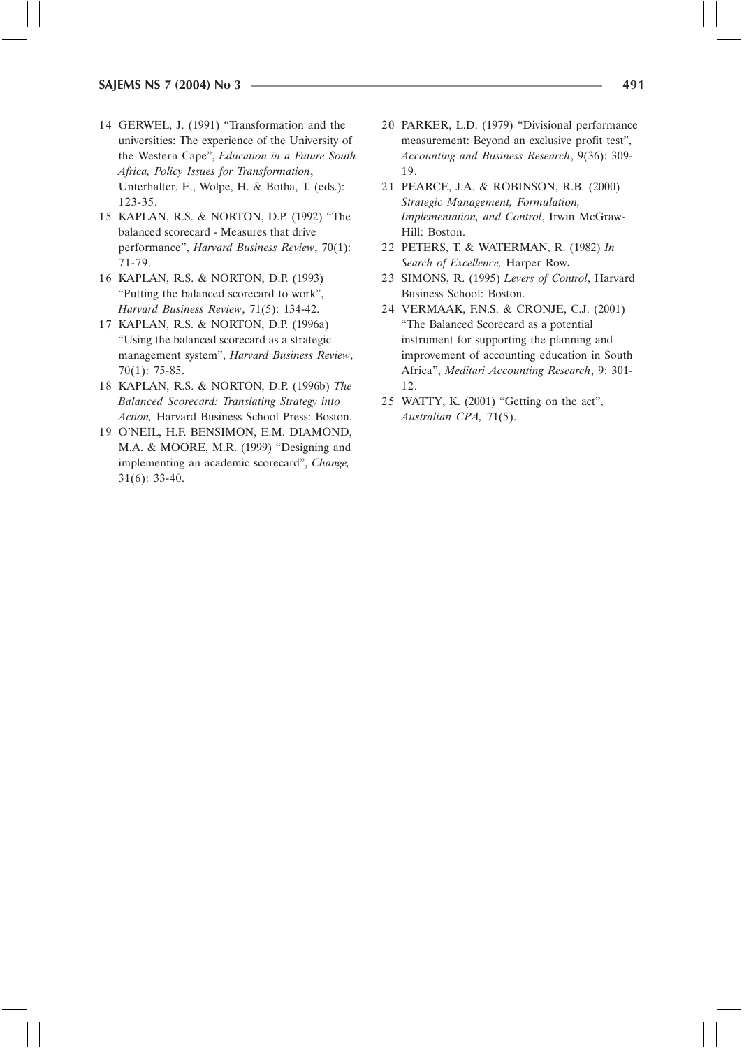14 GERWEL, J. (1991) "Transformation and the universities: The experience of the University of the Western Cape", *Education in a Future South Africa, Policy Issues for Transformation*, Unterhalter, E., Wolpe, H. & Botha, T. (eds.): 123-35.

15 KAPLAN, R.S. & NORTON, D.P. (1992) "The balanced scorecard - Measures that drive performance", *Harvard Business Review*, 70(1): 71-79.

16 KAPLAN, R.S. & NORTON, D.P. (1993) "Putting the balanced scorecard to work", *Harvard Business Review*, 71(5): 134-42.

17 KAPLAN, R.S. & NORTON, D.P. (1996a) "Using the balanced scorecard as a strategic management system", *Harvard Business Review*, 70(1): 75-85.

18 KAPLAN, R.S. & NORTON, D.P. (1996b) *The Balanced Scorecard: Translating Strategy into Action,* Harvard Business School Press: Boston.

19 O'NEIL, H.F. BENSIMON, E.M. DIAMOND, M.A. & MOORE, M.R. (1999) "Designing and implementing an academic scorecard", *Change,* 31(6): 33-40.

20 PARKER, L.D. (1979) "Divisional performance measurement: Beyond an exclusive profit test", *Accounting and Business Research*, 9(36): 309-19.

21 PEARCE, J.A. & ROBINSON, R.B. (2000) *Strategic Management, Formulation, Implementation, and Control*, Irwin McGraw-Hill: Boston.

22 PETERS, T. & WATERMAN, R. (1982) *In Search of Excellence,* Harper Row**.**

23 SIMONS, R. (1995) *Levers of Control*, Harvard Business School: Boston.

24 VERMAAK, F.N.S. & CRONJE, C.J. (2001) "The Balanced Scorecard as a potential instrument for supporting the planning and improvement of accounting education in South Africa", *Meditari Accounting Research*, 9: 301-12.

25 WATTY, K. (2001) "Getting on the act", *Australian CPA,* 71(5).